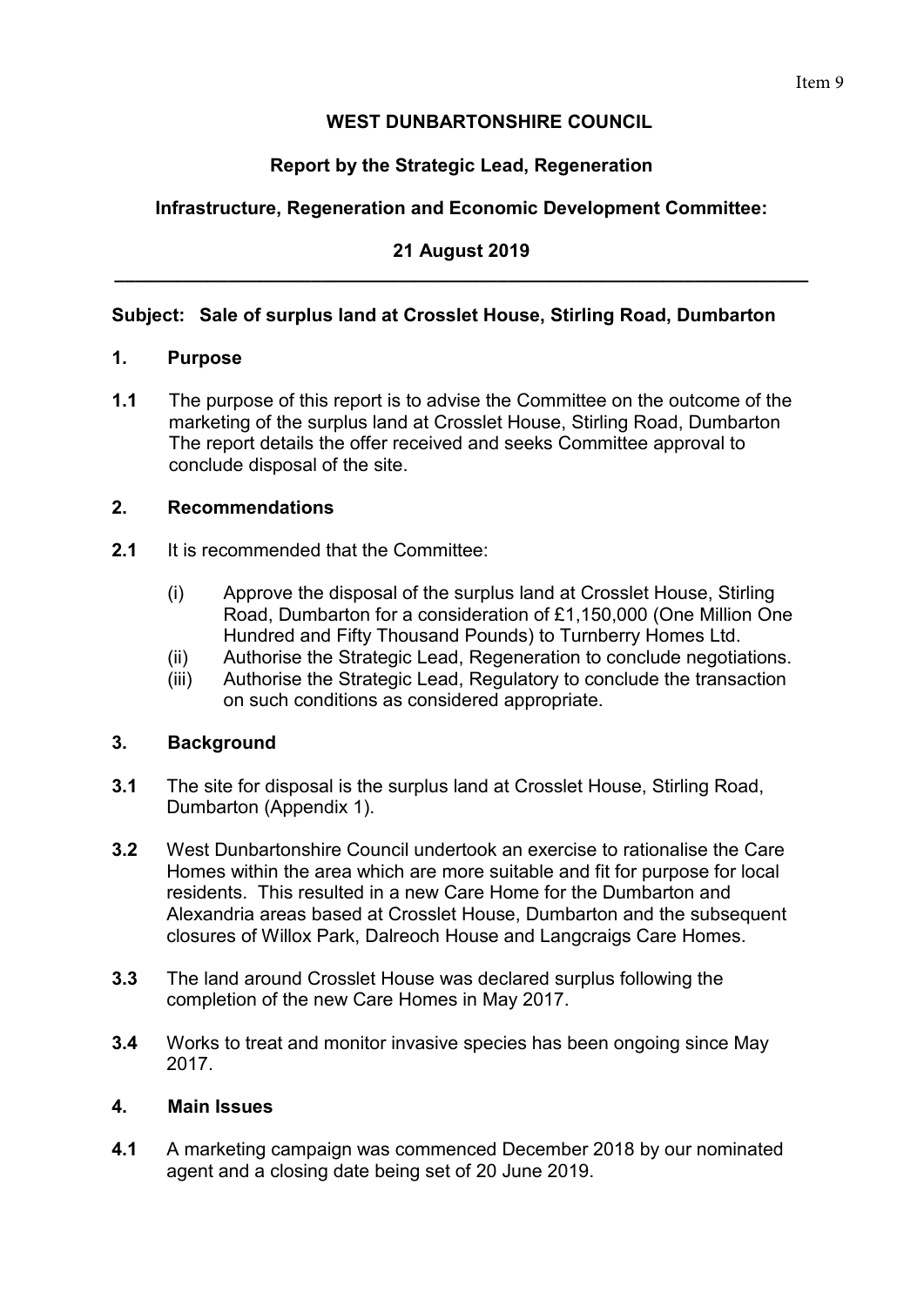Item 9

**WEST DUNBARTONSHIRE COUNCIL**

**Report by the Strategic Lead, Regeneration**

**Infrastructure, Regeneration and Economic Development Committee:**

**21 August 2019**

---

**Subject: Sale of surplus land at Crosslet House, Stirling Road, Dumbarton**

## 1. Purpose

**1.1** The purpose of this report is to advise the Committee on the outcome of the marketing of the surplus land at Crosslet House, Stirling Road, Dumbarton The report details the offer received and seeks Committee approval to conclude disposal of the site.

## 2. Recommendations

**2.1** It is recommended that the Committee:

(i) Approve the disposal of the surplus land at Crosslet House, Stirling Road, Dumbarton for a consideration of £1,150,000 (One Million One Hundred and Fifty Thousand Pounds) to Turnberry Homes Ltd.
(ii) Authorise the Strategic Lead, Regeneration to conclude negotiations.
(iii) Authorise the Strategic Lead, Regulatory to conclude the transaction on such conditions as considered appropriate.

## 3. Background

**3.1** The site for disposal is the surplus land at Crosslet House, Stirling Road, Dumbarton (Appendix 1).

**3.2** West Dunbartonshire Council undertook an exercise to rationalise the Care Homes within the area which are more suitable and fit for purpose for local residents. This resulted in a new Care Home for the Dumbarton and Alexandria areas based at Crosslet House, Dumbarton and the subsequent closures of Willox Park, Dalreoch House and Langcraigs Care Homes.

**3.3** The land around Crosslet House was declared surplus following the completion of the new Care Homes in May 2017.

**3.4** Works to treat and monitor invasive species has been ongoing since May 2017.

## 4. Main Issues

**4.1** A marketing campaign was commenced December 2018 by our nominated agent and a closing date being set of 20 June 2019.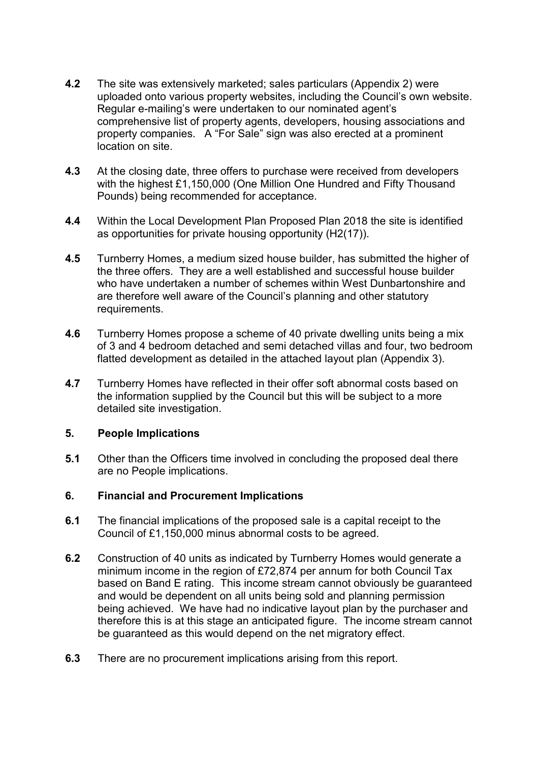**4.2** The site was extensively marketed; sales particulars (Appendix 2) were uploaded onto various property websites, including the Council's own website. Regular e-mailing's were undertaken to our nominated agent's comprehensive list of property agents, developers, housing associations and property companies. A "For Sale" sign was also erected at a prominent location on site.

**4.3** At the closing date, three offers to purchase were received from developers with the highest £1,150,000 (One Million One Hundred and Fifty Thousand Pounds) being recommended for acceptance.

**4.4** Within the Local Development Plan Proposed Plan 2018 the site is identified as opportunities for private housing opportunity (H2(17)).

**4.5** Turnberry Homes, a medium sized house builder, has submitted the higher of the three offers. They are a well established and successful house builder who have undertaken a number of schemes within West Dunbartonshire and are therefore well aware of the Council's planning and other statutory requirements.

**4.6** Turnberry Homes propose a scheme of 40 private dwelling units being a mix of 3 and 4 bedroom detached and semi detached villas and four, two bedroom flatted development as detailed in the attached layout plan (Appendix 3).

**4.7** Turnberry Homes have reflected in their offer soft abnormal costs based on the information supplied by the Council but this will be subject to a more detailed site investigation.

## 5. People Implications

**5.1** Other than the Officers time involved in concluding the proposed deal there are no People implications.

## 6. Financial and Procurement Implications

**6.1** The financial implications of the proposed sale is a capital receipt to the Council of £1,150,000 minus abnormal costs to be agreed.

**6.2** Construction of 40 units as indicated by Turnberry Homes would generate a minimum income in the region of £72,874 per annum for both Council Tax based on Band E rating. This income stream cannot obviously be guaranteed and would be dependent on all units being sold and planning permission being achieved. We have had no indicative layout plan by the purchaser and therefore this is at this stage an anticipated figure. The income stream cannot be guaranteed as this would depend on the net migratory effect.

**6.3** There are no procurement implications arising from this report.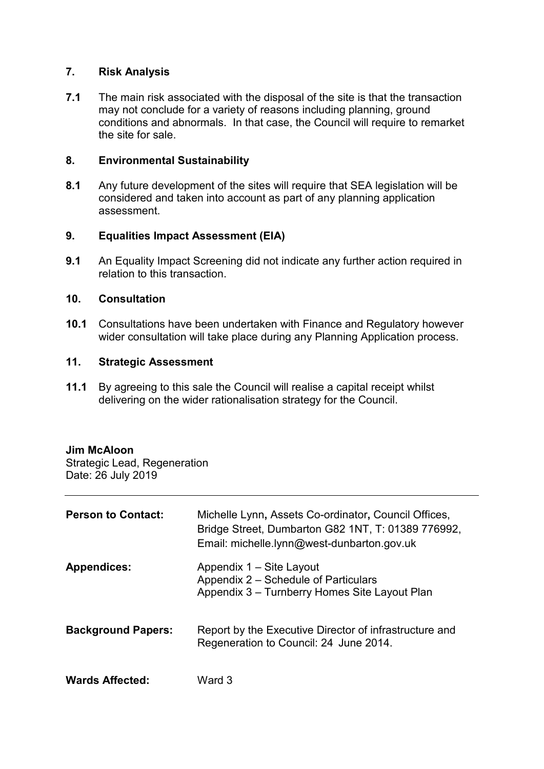## 7. Risk Analysis

**7.1** The main risk associated with the disposal of the site is that the transaction may not conclude for a variety of reasons including planning, ground conditions and abnormals. In that case, the Council will require to remarket the site for sale.

## 8. Environmental Sustainability

**8.1** Any future development of the sites will require that SEA legislation will be considered and taken into account as part of any planning application assessment.

## 9. Equalities Impact Assessment (EIA)

**9.1** An Equality Impact Screening did not indicate any further action required in relation to this transaction.

## 10. Consultation

**10.1** Consultations have been undertaken with Finance and Regulatory however wider consultation will take place during any Planning Application process.

## 11. Strategic Assessment

**11.1** By agreeing to this sale the Council will realise a capital receipt whilst delivering on the wider rationalisation strategy for the Council.

**Jim McAloon**
Strategic Lead, Regeneration
Date: 26 July 2019

---

| | |
|---|---|
| **Person to Contact:** | Michelle Lynn**,** Assets Co-ordinator**,** Council Offices, Bridge Street, Dumbarton G82 1NT, T: 01389 776992, Email: michelle.lynn@west-dunbarton.gov.uk |
| **Appendices:** | Appendix 1 – Site Layout<br>Appendix 2 – Schedule of Particulars<br>Appendix 3 – Turnberry Homes Site Layout Plan |
| **Background Papers:** | Report by the Executive Director of infrastructure and Regeneration to Council: 24 June 2014. |
| **Wards Affected:** | Ward 3 |